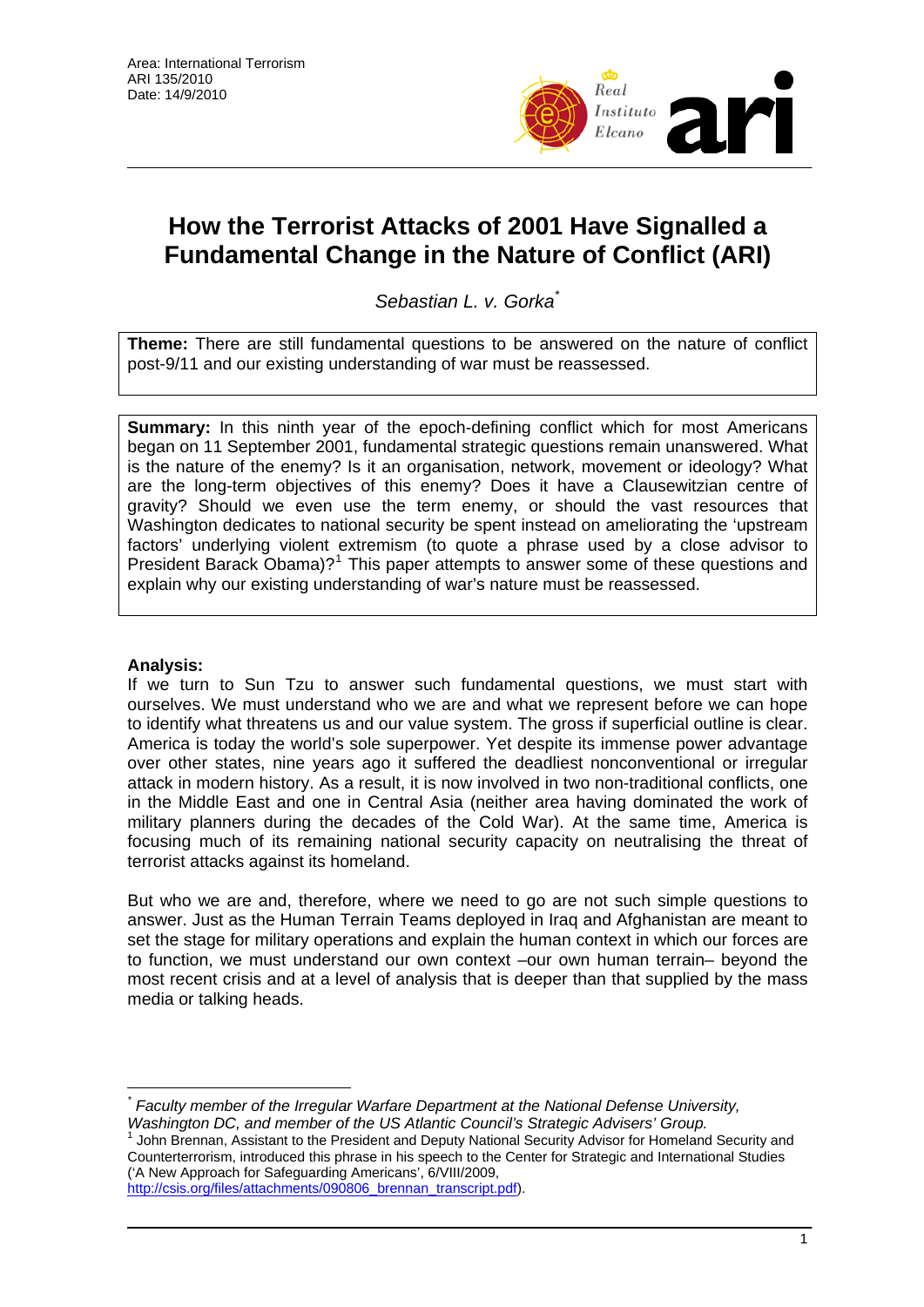Area: International Terrorism
ARI 135/2010
Date: 14/9/2010

# How the Terrorist Attacks of 2001 Have Signalled a Fundamental Change in the Nature of Conflict (ARI)

*Sebastian L. v. Gorka*[*]

**Theme:** There are still fundamental questions to be answered on the nature of conflict post-9/11 and our existing understanding of war must be reassessed.

**Summary:** In this ninth year of the epoch-defining conflict which for most Americans began on 11 September 2001, fundamental strategic questions remain unanswered. What is the nature of the enemy? Is it an organisation, network, movement or ideology? What are the long-term objectives of this enemy? Does it have a Clausewitzian centre of gravity? Should we even use the term enemy, or should the vast resources that Washington dedicates to national security be spent instead on ameliorating the 'upstream factors' underlying violent extremism (to quote a phrase used by a close advisor to President Barack Obama)?[1] This paper attempts to answer some of these questions and explain why our existing understanding of war's nature must be reassessed.

**Analysis:**
If we turn to Sun Tzu to answer such fundamental questions, we must start with ourselves. We must understand who we are and what we represent before we can hope to identify what threatens us and our value system. The gross if superficial outline is clear. America is today the world's sole superpower. Yet despite its immense power advantage over other states, nine years ago it suffered the deadliest nonconventional or irregular attack in modern history. As a result, it is now involved in two non-traditional conflicts, one in the Middle East and one in Central Asia (neither area having dominated the work of military planners during the decades of the Cold War). At the same time, America is focusing much of its remaining national security capacity on neutralising the threat of terrorist attacks against its homeland.

But who we are and, therefore, where we need to go are not such simple questions to answer. Just as the Human Terrain Teams deployed in Iraq and Afghanistan are meant to set the stage for military operations and explain the human context in which our forces are to function, we must understand our own context –our own human terrain– beyond the most recent crisis and at a level of analysis that is deeper than that supplied by the mass media or talking heads.

---

[*] *Faculty member of the Irregular Warfare Department at the National Defense University, Washington DC, and member of the US Atlantic Council's Strategic Advisers' Group.*

[1] John Brennan, Assistant to the President and Deputy National Security Advisor for Homeland Security and Counterterrorism, introduced this phrase in his speech to the Center for Strategic and International Studies ('A New Approach for Safeguarding Americans', 6/VIII/2009, http://csis.org/files/attachments/090806_brennan_transcript.pdf).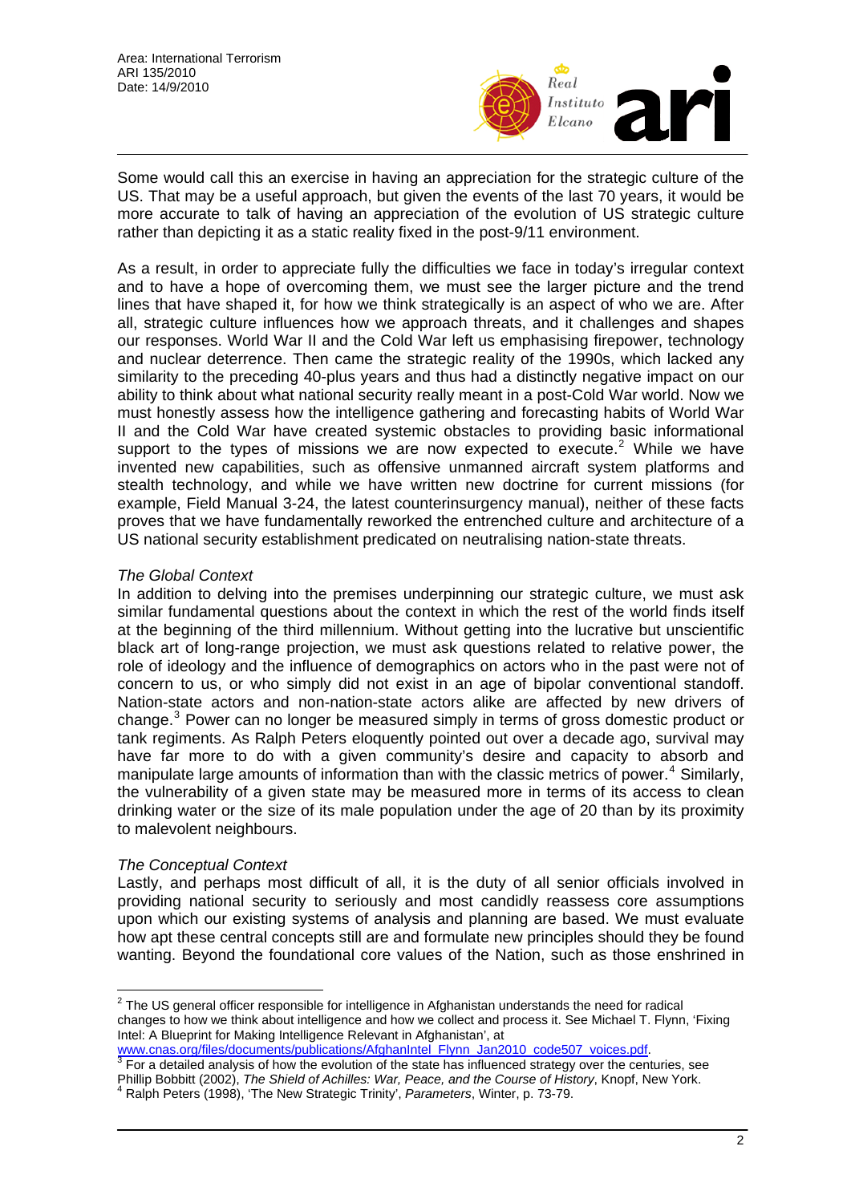Some would call this an exercise in having an appreciation for the strategic culture of the US. That may be a useful approach, but given the events of the last 70 years, it would be more accurate to talk of having an appreciation of the evolution of US strategic culture rather than depicting it as a static reality fixed in the post-9/11 environment.

As a result, in order to appreciate fully the difficulties we face in today's irregular context and to have a hope of overcoming them, we must see the larger picture and the trend lines that have shaped it, for how we think strategically is an aspect of who we are. After all, strategic culture influences how we approach threats, and it challenges and shapes our responses. World War II and the Cold War left us emphasising firepower, technology and nuclear deterrence. Then came the strategic reality of the 1990s, which lacked any similarity to the preceding 40-plus years and thus had a distinctly negative impact on our ability to think about what national security really meant in a post-Cold War world. Now we must honestly assess how the intelligence gathering and forecasting habits of World War II and the Cold War have created systemic obstacles to providing basic informational support to the types of missions we are now expected to execute.[2] While we have invented new capabilities, such as offensive unmanned aircraft system platforms and stealth technology, and while we have written new doctrine for current missions (for example, Field Manual 3-24, the latest counterinsurgency manual), neither of these facts proves that we have fundamentally reworked the entrenched culture and architecture of a US national security establishment predicated on neutralising nation-state threats.

*The Global Context*

In addition to delving into the premises underpinning our strategic culture, we must ask similar fundamental questions about the context in which the rest of the world finds itself at the beginning of the third millennium. Without getting into the lucrative but unscientific black art of long-range projection, we must ask questions related to relative power, the role of ideology and the influence of demographics on actors who in the past were not of concern to us, or who simply did not exist in an age of bipolar conventional standoff. Nation-state actors and non-nation-state actors alike are affected by new drivers of change.[3] Power can no longer be measured simply in terms of gross domestic product or tank regiments. As Ralph Peters eloquently pointed out over a decade ago, survival may have far more to do with a given community's desire and capacity to absorb and manipulate large amounts of information than with the classic metrics of power.[4] Similarly, the vulnerability of a given state may be measured more in terms of its access to clean drinking water or the size of its male population under the age of 20 than by its proximity to malevolent neighbours.

*The Conceptual Context*

Lastly, and perhaps most difficult of all, it is the duty of all senior officials involved in providing national security to seriously and most candidly reassess core assumptions upon which our existing systems of analysis and planning are based. We must evaluate how apt these central concepts still are and formulate new principles should they be found wanting. Beyond the foundational core values of the Nation, such as those enshrined in

---

[2] The US general officer responsible for intelligence in Afghanistan understands the need for radical changes to how we think about intelligence and how we collect and process it. See Michael T. Flynn, 'Fixing Intel: A Blueprint for Making Intelligence Relevant in Afghanistan', at www.cnas.org/files/documents/publications/AfghanIntel_Flynn_Jan2010_code507_voices.pdf.

[3] For a detailed analysis of how the evolution of the state has influenced strategy over the centuries, see Phillip Bobbitt (2002), *The Shield of Achilles: War, Peace, and the Course of History*, Knopf, New York.

[4] Ralph Peters (1998), 'The New Strategic Trinity', *Parameters*, Winter, p. 73-79.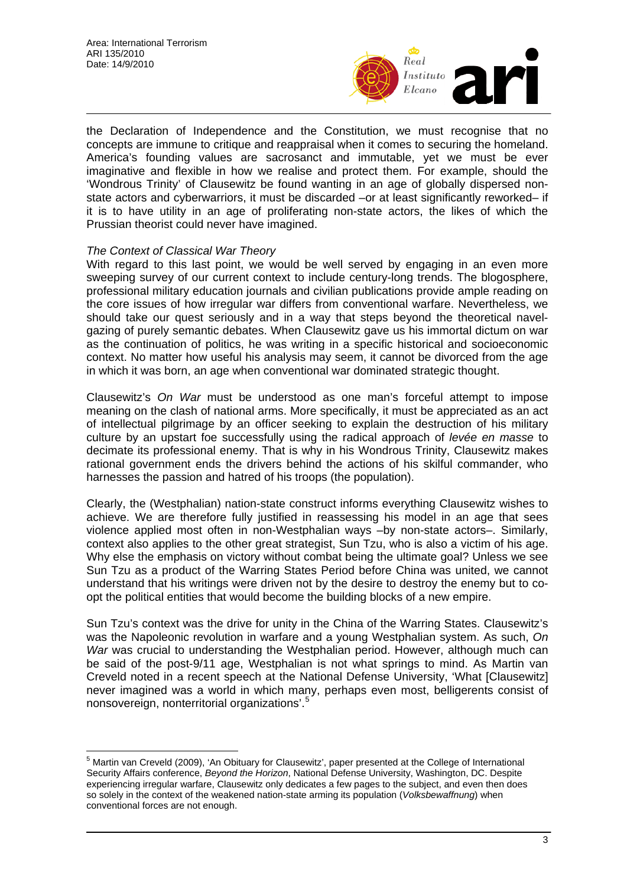the Declaration of Independence and the Constitution, we must recognise that no concepts are immune to critique and reappraisal when it comes to securing the homeland. America's founding values are sacrosanct and immutable, yet we must be ever imaginative and flexible in how we realise and protect them. For example, should the 'Wondrous Trinity' of Clausewitz be found wanting in an age of globally dispersed non-state actors and cyberwarriors, it must be discarded –or at least significantly reworked– if it is to have utility in an age of proliferating non-state actors, the likes of which the Prussian theorist could never have imagined.

*The Context of Classical War Theory*

With regard to this last point, we would be well served by engaging in an even more sweeping survey of our current context to include century-long trends. The blogosphere, professional military education journals and civilian publications provide ample reading on the core issues of how irregular war differs from conventional warfare. Nevertheless, we should take our quest seriously and in a way that steps beyond the theoretical navel-gazing of purely semantic debates. When Clausewitz gave us his immortal dictum on war as the continuation of politics, he was writing in a specific historical and socioeconomic context. No matter how useful his analysis may seem, it cannot be divorced from the age in which it was born, an age when conventional war dominated strategic thought.

Clausewitz's *On War* must be understood as one man's forceful attempt to impose meaning on the clash of national arms. More specifically, it must be appreciated as an act of intellectual pilgrimage by an officer seeking to explain the destruction of his military culture by an upstart foe successfully using the radical approach of *levée en masse* to decimate its professional enemy. That is why in his Wondrous Trinity, Clausewitz makes rational government ends the drivers behind the actions of his skilful commander, who harnesses the passion and hatred of his troops (the population).

Clearly, the (Westphalian) nation-state construct informs everything Clausewitz wishes to achieve. We are therefore fully justified in reassessing his model in an age that sees violence applied most often in non-Westphalian ways –by non-state actors–. Similarly, context also applies to the other great strategist, Sun Tzu, who is also a victim of his age. Why else the emphasis on victory without combat being the ultimate goal? Unless we see Sun Tzu as a product of the Warring States Period before China was united, we cannot understand that his writings were driven not by the desire to destroy the enemy but to co-opt the political entities that would become the building blocks of a new empire.

Sun Tzu's context was the drive for unity in the China of the Warring States. Clausewitz's was the Napoleonic revolution in warfare and a young Westphalian system. As such, *On War* was crucial to understanding the Westphalian period. However, although much can be said of the post-9/11 age, Westphalian is not what springs to mind. As Martin van Creveld noted in a recent speech at the National Defense University, 'What [Clausewitz] never imagined was a world in which many, perhaps even most, belligerents consist of nonsovereign, nonterritorial organizations'.[5]

---

[5] Martin van Creveld (2009), 'An Obituary for Clausewitz', paper presented at the College of International Security Affairs conference, *Beyond the Horizon*, National Defense University, Washington, DC. Despite experiencing irregular warfare, Clausewitz only dedicates a few pages to the subject, and even then does so solely in the context of the weakened nation-state arming its population (*Volksbewaffnung*) when conventional forces are not enough.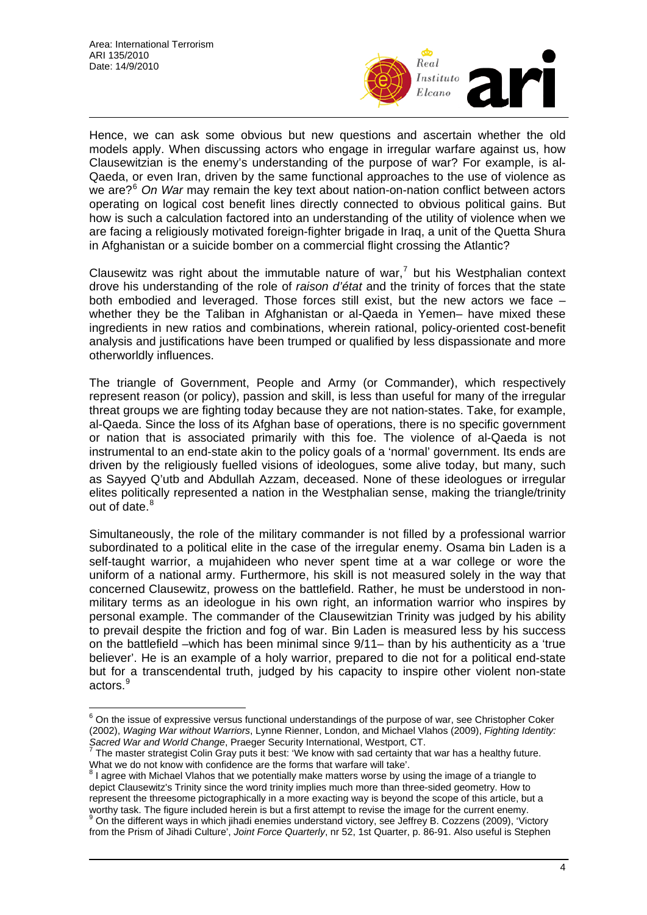Hence, we can ask some obvious but new questions and ascertain whether the old models apply. When discussing actors who engage in irregular warfare against us, how Clausewitzian is the enemy's understanding of the purpose of war? For example, is al-Qaeda, or even Iran, driven by the same functional approaches to the use of violence as we are?[6] *On War* may remain the key text about nation-on-nation conflict between actors operating on logical cost benefit lines directly connected to obvious political gains. But how is such a calculation factored into an understanding of the utility of violence when we are facing a religiously motivated foreign-fighter brigade in Iraq, a unit of the Quetta Shura in Afghanistan or a suicide bomber on a commercial flight crossing the Atlantic?

Clausewitz was right about the immutable nature of war,[7] but his Westphalian context drove his understanding of the role of *raison d'état* and the trinity of forces that the state both embodied and leveraged. Those forces still exist, but the new actors we face – whether they be the Taliban in Afghanistan or al-Qaeda in Yemen– have mixed these ingredients in new ratios and combinations, wherein rational, policy-oriented cost-benefit analysis and justifications have been trumped or qualified by less dispassionate and more otherworldly influences.

The triangle of Government, People and Army (or Commander), which respectively represent reason (or policy), passion and skill, is less than useful for many of the irregular threat groups we are fighting today because they are not nation-states. Take, for example, al-Qaeda. Since the loss of its Afghan base of operations, there is no specific government or nation that is associated primarily with this foe. The violence of al-Qaeda is not instrumental to an end-state akin to the policy goals of a 'normal' government. Its ends are driven by the religiously fuelled visions of ideologues, some alive today, but many, such as Sayyed Q'utb and Abdullah Azzam, deceased. None of these ideologues or irregular elites politically represented a nation in the Westphalian sense, making the triangle/trinity out of date.[8]

Simultaneously, the role of the military commander is not filled by a professional warrior subordinated to a political elite in the case of the irregular enemy. Osama bin Laden is a self-taught warrior, a mujahideen who never spent time at a war college or wore the uniform of a national army. Furthermore, his skill is not measured solely in the way that concerned Clausewitz, prowess on the battlefield. Rather, he must be understood in non-military terms as an ideologue in his own right, an information warrior who inspires by personal example. The commander of the Clausewitzian Trinity was judged by his ability to prevail despite the friction and fog of war. Bin Laden is measured less by his success on the battlefield –which has been minimal since 9/11– than by his authenticity as a 'true believer'. He is an example of a holy warrior, prepared to die not for a political end-state but for a transcendental truth, judged by his capacity to inspire other violent non-state actors.[9]

---

[6] On the issue of expressive versus functional understandings of the purpose of war, see Christopher Coker (2002), *Waging War without Warriors*, Lynne Rienner, London, and Michael Vlahos (2009), *Fighting Identity: Sacred War and World Change*, Praeger Security International, Westport, CT.

[7] The master strategist Colin Gray puts it best: 'We know with sad certainty that war has a healthy future. What we do not know with confidence are the forms that warfare will take'.

[8] I agree with Michael Vlahos that we potentially make matters worse by using the image of a triangle to depict Clausewitz's Trinity since the word trinity implies much more than three-sided geometry. How to represent the threesome pictographically in a more exacting way is beyond the scope of this article, but a worthy task. The figure included herein is but a first attempt to revise the image for the current enemy.

[9] On the different ways in which jihadi enemies understand victory, see Jeffrey B. Cozzens (2009), 'Victory from the Prism of Jihadi Culture', *Joint Force Quarterly*, nr 52, 1st Quarter, p. 86-91. Also useful is Stephen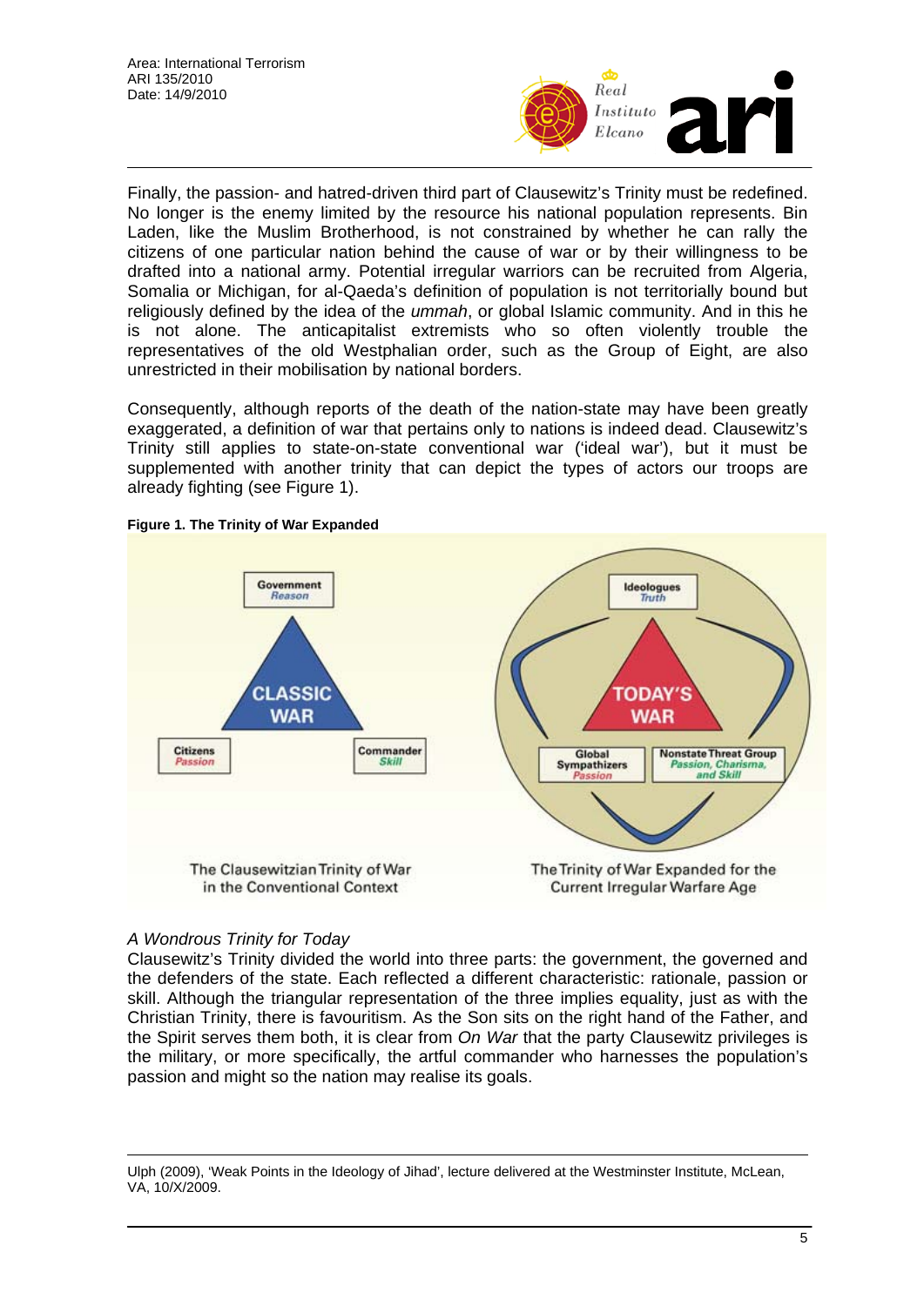Finally, the passion- and hatred-driven third part of Clausewitz's Trinity must be redefined. No longer is the enemy limited by the resource his national population represents. Bin Laden, like the Muslim Brotherhood, is not constrained by whether he can rally the citizens of one particular nation behind the cause of war or by their willingness to be drafted into a national army. Potential irregular warriors can be recruited from Algeria, Somalia or Michigan, for al-Qaeda's definition of population is not territorially bound but religiously defined by the idea of the *ummah*, or global Islamic community. And in this he is not alone. The anticapitalist extremists who so often violently trouble the representatives of the old Westphalian order, such as the Group of Eight, are also unrestricted in their mobilisation by national borders.

Consequently, although reports of the death of the nation-state may have been greatly exaggerated, a definition of war that pertains only to nations is indeed dead. Clausewitz's Trinity still applies to state-on-state conventional war ('ideal war'), but it must be supplemented with another trinity that can depict the types of actors our troops are already fighting (see Figure 1).

**Figure 1. The Trinity of War Expanded**

Government *Reason*; CLASSIC WAR; Citizens *Passion*; Commander *Skill*

The Clausewitzian Trinity of War in the Conventional Context

Ideologues *Truth*; TODAY'S WAR; Global Sympathizers *Passion*; Nonstate Threat Group *Passion, Charisma, and Skill*

The Trinity of War Expanded for the Current Irregular Warfare Age

*A Wondrous Trinity for Today*

Clausewitz's Trinity divided the world into three parts: the government, the governed and the defenders of the state. Each reflected a different characteristic: rationale, passion or skill. Although the triangular representation of the three implies equality, just as with the Christian Trinity, there is favouritism. As the Son sits on the right hand of the Father, and the Spirit serves them both, it is clear from *On War* that the party Clausewitz privileges is the military, or more specifically, the artful commander who harnesses the population's passion and might so the nation may realise its goals.

---

Ulph (2009), 'Weak Points in the Ideology of Jihad', lecture delivered at the Westminster Institute, McLean, VA, 10/X/2009.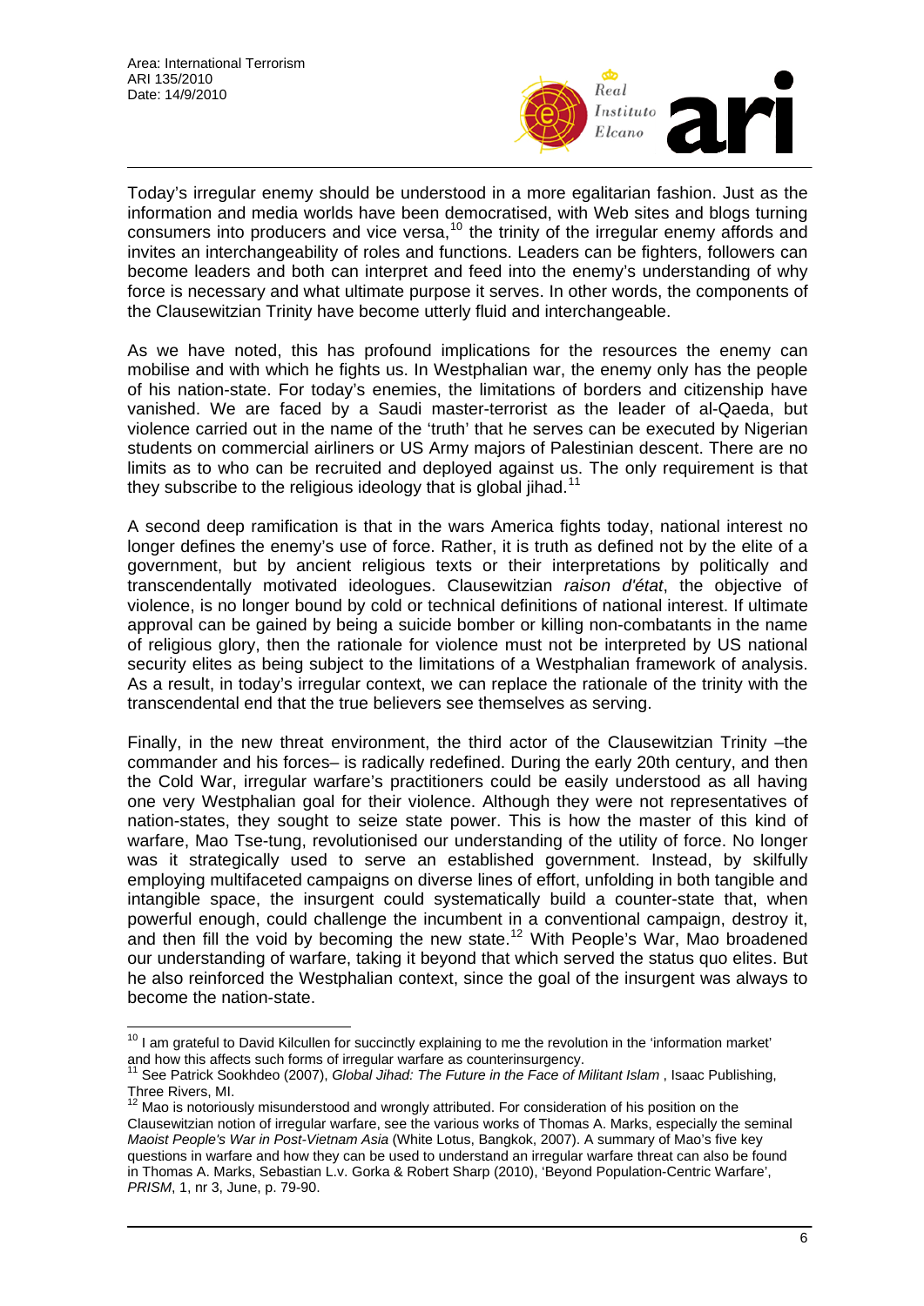Today's irregular enemy should be understood in a more egalitarian fashion. Just as the information and media worlds have been democratised, with Web sites and blogs turning consumers into producers and vice versa,[10] the trinity of the irregular enemy affords and invites an interchangeability of roles and functions. Leaders can be fighters, followers can become leaders and both can interpret and feed into the enemy's understanding of why force is necessary and what ultimate purpose it serves. In other words, the components of the Clausewitzian Trinity have become utterly fluid and interchangeable.

As we have noted, this has profound implications for the resources the enemy can mobilise and with which he fights us. In Westphalian war, the enemy only has the people of his nation-state. For today's enemies, the limitations of borders and citizenship have vanished. We are faced by a Saudi master-terrorist as the leader of al-Qaeda, but violence carried out in the name of the 'truth' that he serves can be executed by Nigerian students on commercial airliners or US Army majors of Palestinian descent. There are no limits as to who can be recruited and deployed against us. The only requirement is that they subscribe to the religious ideology that is global jihad.[11]

A second deep ramification is that in the wars America fights today, national interest no longer defines the enemy's use of force. Rather, it is truth as defined not by the elite of a government, but by ancient religious texts or their interpretations by politically and transcendentally motivated ideologues. Clausewitzian *raison d'état*, the objective of violence, is no longer bound by cold or technical definitions of national interest. If ultimate approval can be gained by being a suicide bomber or killing non-combatants in the name of religious glory, then the rationale for violence must not be interpreted by US national security elites as being subject to the limitations of a Westphalian framework of analysis. As a result, in today's irregular context, we can replace the rationale of the trinity with the transcendental end that the true believers see themselves as serving.

Finally, in the new threat environment, the third actor of the Clausewitzian Trinity –the commander and his forces– is radically redefined. During the early 20th century, and then the Cold War, irregular warfare's practitioners could be easily understood as all having one very Westphalian goal for their violence. Although they were not representatives of nation-states, they sought to seize state power. This is how the master of this kind of warfare, Mao Tse-tung, revolutionised our understanding of the utility of force. No longer was it strategically used to serve an established government. Instead, by skilfully employing multifaceted campaigns on diverse lines of effort, unfolding in both tangible and intangible space, the insurgent could systematically build a counter-state that, when powerful enough, could challenge the incumbent in a conventional campaign, destroy it, and then fill the void by becoming the new state.[12] With People's War, Mao broadened our understanding of warfare, taking it beyond that which served the status quo elites. But he also reinforced the Westphalian context, since the goal of the insurgent was always to become the nation-state.

---

[10] I am grateful to David Kilcullen for succinctly explaining to me the revolution in the 'information market' and how this affects such forms of irregular warfare as counterinsurgency.

[11] See Patrick Sookhdeo (2007), *Global Jihad: The Future in the Face of Militant Islam* , Isaac Publishing, Three Rivers, MI.

[12] Mao is notoriously misunderstood and wrongly attributed. For consideration of his position on the Clausewitzian notion of irregular warfare, see the various works of Thomas A. Marks, especially the seminal *Maoist People's War in Post-Vietnam Asia* (White Lotus, Bangkok, 2007). A summary of Mao's five key questions in warfare and how they can be used to understand an irregular warfare threat can also be found in Thomas A. Marks, Sebastian L.v. Gorka & Robert Sharp (2010), 'Beyond Population-Centric Warfare', *PRISM*, 1, nr 3, June, p. 79-90.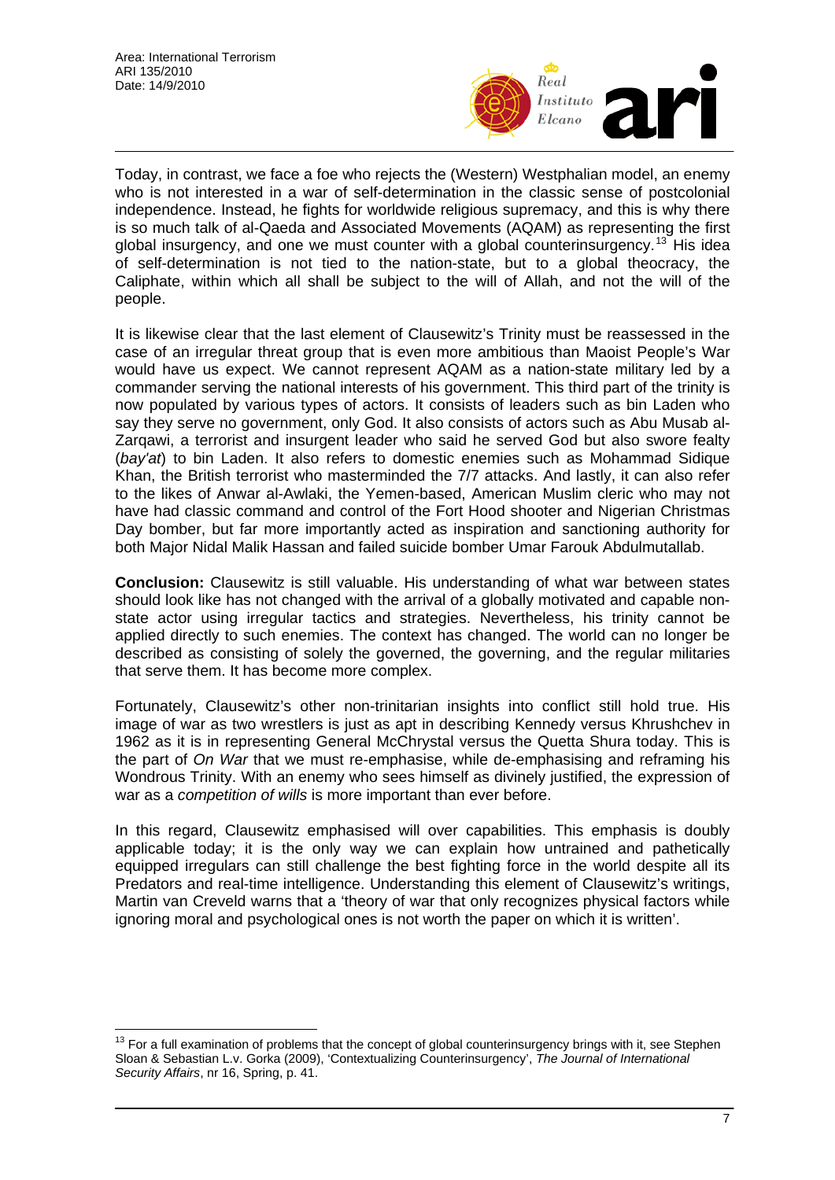Today, in contrast, we face a foe who rejects the (Western) Westphalian model, an enemy who is not interested in a war of self-determination in the classic sense of postcolonial independence. Instead, he fights for worldwide religious supremacy, and this is why there is so much talk of al-Qaeda and Associated Movements (AQAM) as representing the first global insurgency, and one we must counter with a global counterinsurgency.[13] His idea of self-determination is not tied to the nation-state, but to a global theocracy, the Caliphate, within which all shall be subject to the will of Allah, and not the will of the people.

It is likewise clear that the last element of Clausewitz's Trinity must be reassessed in the case of an irregular threat group that is even more ambitious than Maoist People's War would have us expect. We cannot represent AQAM as a nation-state military led by a commander serving the national interests of his government. This third part of the trinity is now populated by various types of actors. It consists of leaders such as bin Laden who say they serve no government, only God. It also consists of actors such as Abu Musab al-Zarqawi, a terrorist and insurgent leader who said he served God but also swore fealty (*bay'at*) to bin Laden. It also refers to domestic enemies such as Mohammad Sidique Khan, the British terrorist who masterminded the 7/7 attacks. And lastly, it can also refer to the likes of Anwar al-Awlaki, the Yemen-based, American Muslim cleric who may not have had classic command and control of the Fort Hood shooter and Nigerian Christmas Day bomber, but far more importantly acted as inspiration and sanctioning authority for both Major Nidal Malik Hassan and failed suicide bomber Umar Farouk Abdulmutallab.

**Conclusion:** Clausewitz is still valuable. His understanding of what war between states should look like has not changed with the arrival of a globally motivated and capable non-state actor using irregular tactics and strategies. Nevertheless, his trinity cannot be applied directly to such enemies. The context has changed. The world can no longer be described as consisting of solely the governed, the governing, and the regular militaries that serve them. It has become more complex.

Fortunately, Clausewitz's other non-trinitarian insights into conflict still hold true. His image of war as two wrestlers is just as apt in describing Kennedy versus Khrushchev in 1962 as it is in representing General McChrystal versus the Quetta Shura today. This is the part of *On War* that we must re-emphasise, while de-emphasising and reframing his Wondrous Trinity. With an enemy who sees himself as divinely justified, the expression of war as a *competition of wills* is more important than ever before.

In this regard, Clausewitz emphasised will over capabilities. This emphasis is doubly applicable today; it is the only way we can explain how untrained and pathetically equipped irregulars can still challenge the best fighting force in the world despite all its Predators and real-time intelligence. Understanding this element of Clausewitz's writings, Martin van Creveld warns that a 'theory of war that only recognizes physical factors while ignoring moral and psychological ones is not worth the paper on which it is written'.

---

[13] For a full examination of problems that the concept of global counterinsurgency brings with it, see Stephen Sloan & Sebastian L.v. Gorka (2009), 'Contextualizing Counterinsurgency', *The Journal of International Security Affairs*, nr 16, Spring, p. 41.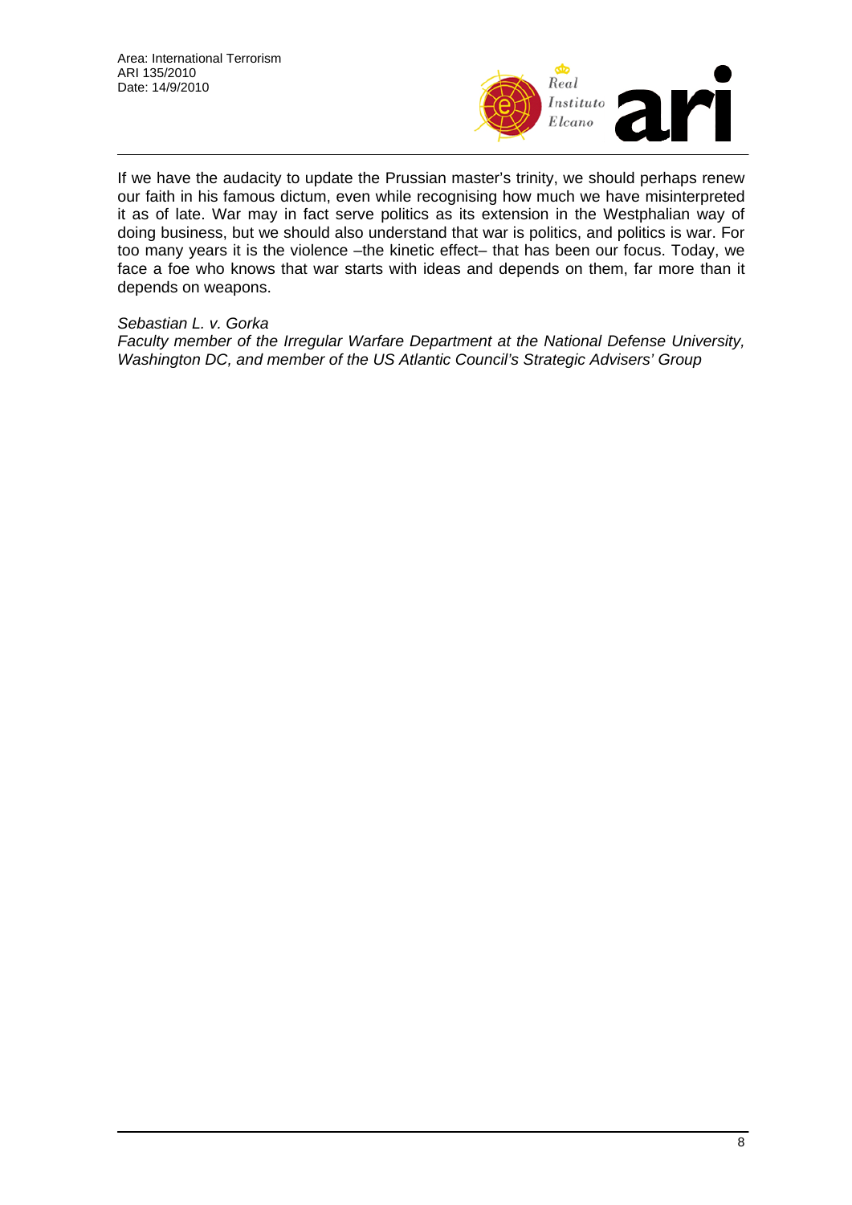If we have the audacity to update the Prussian master's trinity, we should perhaps renew our faith in his famous dictum, even while recognising how much we have misinterpreted it as of late. War may in fact serve politics as its extension in the Westphalian way of doing business, but we should also understand that war is politics, and politics is war. For too many years it is the violence –the kinetic effect– that has been our focus. Today, we face a foe who knows that war starts with ideas and depends on them, far more than it depends on weapons.

*Sebastian L. v. Gorka*
*Faculty member of the Irregular Warfare Department at the National Defense University, Washington DC, and member of the US Atlantic Council's Strategic Advisers' Group*